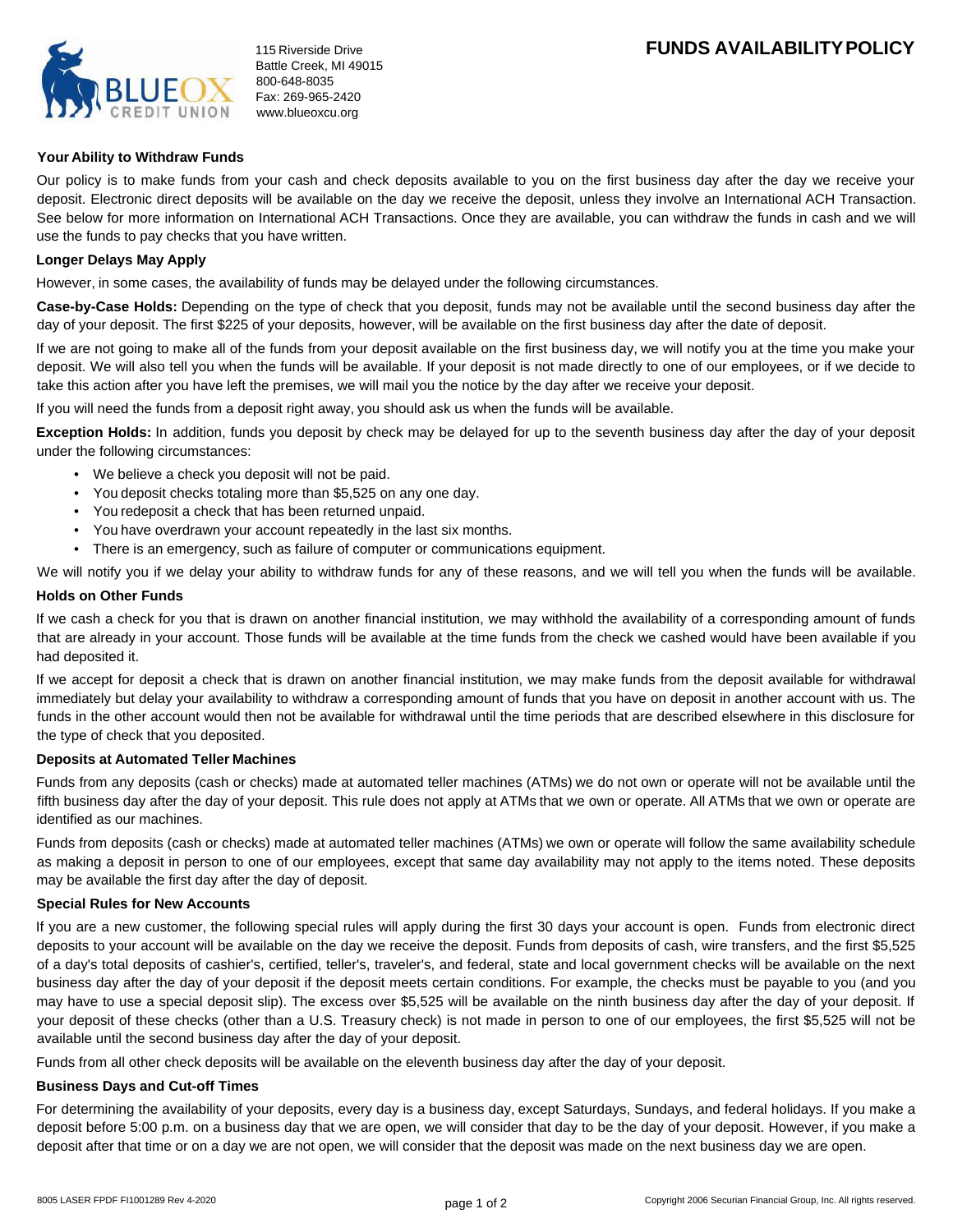115 Riverside Drive
Battle Creek, MI 49015
800-648-8035
Fax: 269-965-2420
www.blueoxcu.org

# FUNDS AVAILABILITY POLICY

### Your Ability to Withdraw Funds

Our policy is to make funds from your cash and check deposits available to you on the first business day after the day we receive your deposit. Electronic direct deposits will be available on the day we receive the deposit, unless they involve an International ACH Transaction. See below for more information on International ACH Transactions. Once they are available, you can withdraw the funds in cash and we will use the funds to pay checks that you have written.

### Longer Delays May Apply

However, in some cases, the availability of funds may be delayed under the following circumstances.

**Case-by-Case Holds:** Depending on the type of check that you deposit, funds may not be available until the second business day after the day of your deposit. The first $225 of your deposits, however, will be available on the first business day after the date of deposit.

If we are not going to make all of the funds from your deposit available on the first business day, we will notify you at the time you make your deposit. We will also tell you when the funds will be available. If your deposit is not made directly to one of our employees, or if we decide to take this action after you have left the premises, we will mail you the notice by the day after we receive your deposit.

If you will need the funds from a deposit right away, you should ask us when the funds will be available.

**Exception Holds:** In addition, funds you deposit by check may be delayed for up to the seventh business day after the day of your deposit under the following circumstances:

- We believe a check you deposit will not be paid.
- You deposit checks totaling more than $5,525 on any one day.
- You redeposit a check that has been returned unpaid.
- You have overdrawn your account repeatedly in the last six months.
- There is an emergency, such as failure of computer or communications equipment.

We will notify you if we delay your ability to withdraw funds for any of these reasons, and we will tell you when the funds will be available.

### Holds on Other Funds

If we cash a check for you that is drawn on another financial institution, we may withhold the availability of a corresponding amount of funds that are already in your account. Those funds will be available at the time funds from the check we cashed would have been available if you had deposited it.

If we accept for deposit a check that is drawn on another financial institution, we may make funds from the deposit available for withdrawal immediately but delay your availability to withdraw a corresponding amount of funds that you have on deposit in another account with us. The funds in the other account would then not be available for withdrawal until the time periods that are described elsewhere in this disclosure for the type of check that you deposited.

### Deposits at Automated Teller Machines

Funds from any deposits (cash or checks) made at automated teller machines (ATMs) we do not own or operate will not be available until the fifth business day after the day of your deposit. This rule does not apply at ATMs that we own or operate. All ATMs that we own or operate are identified as our machines.

Funds from deposits (cash or checks) made at automated teller machines (ATMs) we own or operate will follow the same availability schedule as making a deposit in person to one of our employees, except that same day availability may not apply to the items noted. These deposits may be available the first day after the day of deposit.

### Special Rules for New Accounts

If you are a new customer, the following special rules will apply during the first 30 days your account is open. Funds from electronic direct deposits to your account will be available on the day we receive the deposit. Funds from deposits of cash, wire transfers, and the first $5,525 of a day's total deposits of cashier's, certified, teller's, traveler's, and federal, state and local government checks will be available on the next business day after the day of your deposit if the deposit meets certain conditions. For example, the checks must be payable to you (and you may have to use a special deposit slip). The excess over $5,525 will be available on the ninth business day after the day of your deposit. If your deposit of these checks (other than a U.S. Treasury check) is not made in person to one of our employees, the first $5,525 will not be available until the second business day after the day of your deposit.

Funds from all other check deposits will be available on the eleventh business day after the day of your deposit.

### Business Days and Cut-off Times

For determining the availability of your deposits, every day is a business day, except Saturdays, Sundays, and federal holidays. If you make a deposit before 5:00 p.m. on a business day that we are open, we will consider that day to be the day of your deposit. However, if you make a deposit after that time or on a day we are not open, we will consider that the deposit was made on the next business day we are open.

8005 LASER FPDF FI1001289 Rev 4-2020

Copyright 2006 Securian Financial Group, Inc. All rights reserved.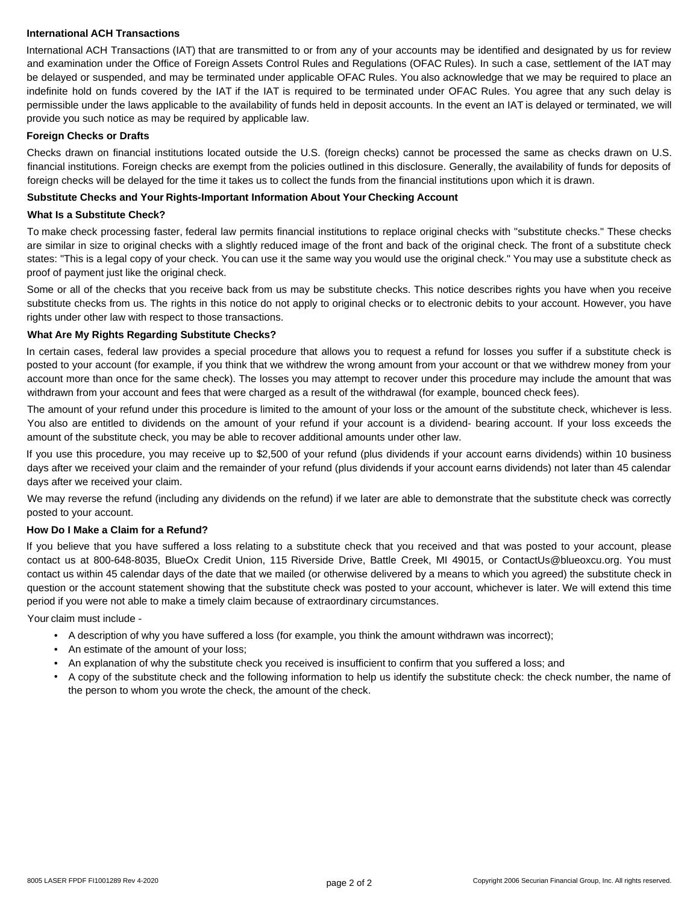**International ACH Transactions**

International ACH Transactions (IAT) that are transmitted to or from any of your accounts may be identified and designated by us for review and examination under the Office of Foreign Assets Control Rules and Regulations (OFAC Rules). In such a case, settlement of the IAT may be delayed or suspended, and may be terminated under applicable OFAC Rules. You also acknowledge that we may be required to place an indefinite hold on funds covered by the IAT if the IAT is required to be terminated under OFAC Rules. You agree that any such delay is permissible under the laws applicable to the availability of funds held in deposit accounts. In the event an IAT is delayed or terminated, we will provide you such notice as may be required by applicable law.

**Foreign Checks or Drafts**

Checks drawn on financial institutions located outside the U.S. (foreign checks) cannot be processed the same as checks drawn on U.S. financial institutions. Foreign checks are exempt from the policies outlined in this disclosure. Generally, the availability of funds for deposits of foreign checks will be delayed for the time it takes us to collect the funds from the financial institutions upon which it is drawn.

**Substitute Checks and Your Rights-Important Information About Your Checking Account**

**What Is a Substitute Check?**

To make check processing faster, federal law permits financial institutions to replace original checks with "substitute checks." These checks are similar in size to original checks with a slightly reduced image of the front and back of the original check. The front of a substitute check states: "This is a legal copy of your check. You can use it the same way you would use the original check." You may use a substitute check as proof of payment just like the original check.

Some or all of the checks that you receive back from us may be substitute checks. This notice describes rights you have when you receive substitute checks from us. The rights in this notice do not apply to original checks or to electronic debits to your account. However, you have rights under other law with respect to those transactions.

**What Are My Rights Regarding Substitute Checks?**

In certain cases, federal law provides a special procedure that allows you to request a refund for losses you suffer if a substitute check is posted to your account (for example, if you think that we withdrew the wrong amount from your account or that we withdrew money from your account more than once for the same check). The losses you may attempt to recover under this procedure may include the amount that was withdrawn from your account and fees that were charged as a result of the withdrawal (for example, bounced check fees).

The amount of your refund under this procedure is limited to the amount of your loss or the amount of the substitute check, whichever is less. You also are entitled to dividends on the amount of your refund if your account is a dividend- bearing account. If your loss exceeds the amount of the substitute check, you may be able to recover additional amounts under other law.

If you use this procedure, you may receive up to $2,500 of your refund (plus dividends if your account earns dividends) within 10 business days after we received your claim and the remainder of your refund (plus dividends if your account earns dividends) not later than 45 calendar days after we received your claim.

We may reverse the refund (including any dividends on the refund) if we later are able to demonstrate that the substitute check was correctly posted to your account.

**How Do I Make a Claim for a Refund?**

If you believe that you have suffered a loss relating to a substitute check that you received and that was posted to your account, please contact us at 800-648-8035, BlueOx Credit Union, 115 Riverside Drive, Battle Creek, MI 49015, or ContactUs@blueoxcu.org. You must contact us within 45 calendar days of the date that we mailed (or otherwise delivered by a means to which you agreed) the substitute check in question or the account statement showing that the substitute check was posted to your account, whichever is later. We will extend this time period if you were not able to make a timely claim because of extraordinary circumstances.

Your claim must include -

- A description of why you have suffered a loss (for example, you think the amount withdrawn was incorrect);
- An estimate of the amount of your loss;
- An explanation of why the substitute check you received is insufficient to confirm that you suffered a loss; and
- A copy of the substitute check and the following information to help us identify the substitute check: the check number, the name of the person to whom you wrote the check, the amount of the check.

8005 LASER FPDF FI1001289 Rev 4-2020

Copyright 2006 Securian Financial Group, Inc. All rights reserved.